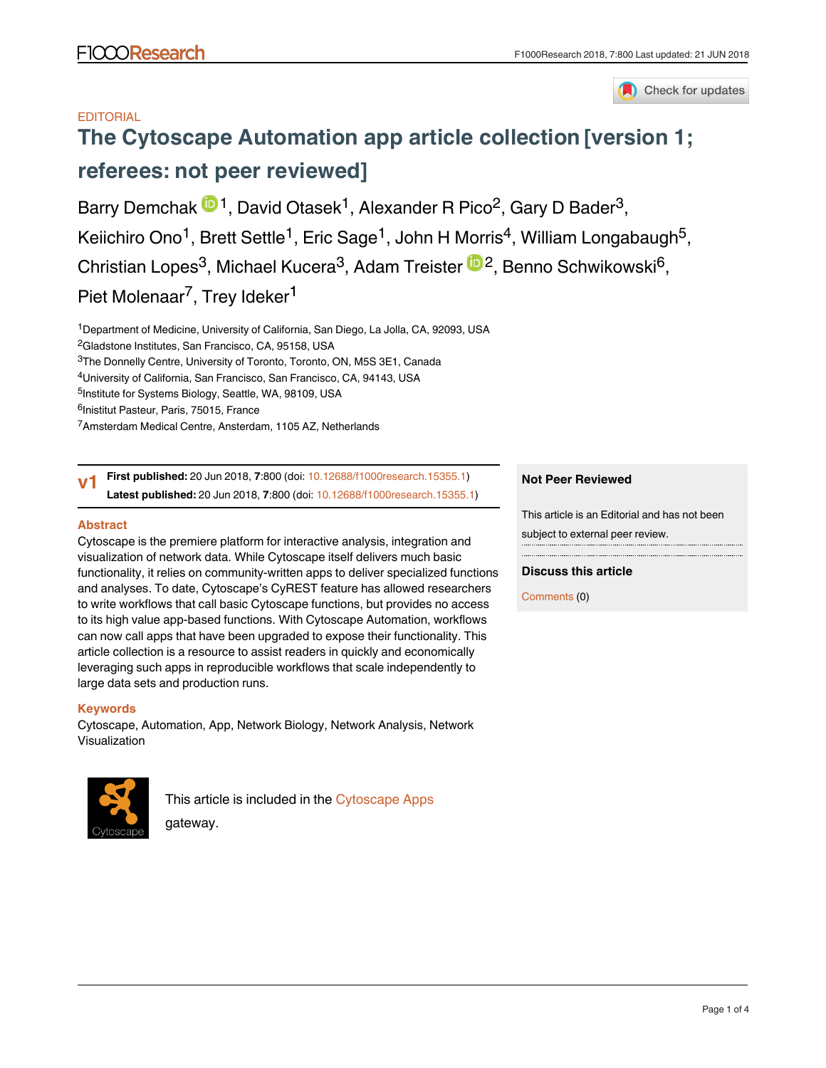EDITORIAL

# The Cytoscape Automation app article collection [version 1; referees: not peer reviewed]

Barry Demchak[1], David Otasek[1], Alexander R Pico[2], Gary D Bader[3], Keiichiro Ono[1], Brett Settle[1], Eric Sage[1], John H Morris[4], William Longabaugh[5], Christian Lopes[3], Michael Kucera[3], Adam Treister[2], Benno Schwikowski[6], Piet Molenaar[7], Trey Ideker[1]

[1]Department of Medicine, University of California, San Diego, La Jolla, CA, 92093, USA
[2]Gladstone Institutes, San Francisco, CA, 95158, USA
[3]The Donnelly Centre, University of Toronto, Toronto, ON, M5S 3E1, Canada
[4]University of California, San Francisco, San Francisco, CA, 94143, USA
[5]Institute for Systems Biology, Seattle, WA, 98109, USA
[6]Institut Pasteur, Paris, 75015, France
[7]Amsterdam Medical Centre, Ansterdam, 1105 AZ, Netherlands

**v1** **First published:** 20 Jun 2018, **7**:800 (doi: 10.12688/f1000research.15355.1)
**Latest published:** 20 Jun 2018, **7**:800 (doi: 10.12688/f1000research.15355.1)

## Abstract

Cytoscape is the premiere platform for interactive analysis, integration and visualization of network data. While Cytoscape itself delivers much basic functionality, it relies on community-written apps to deliver specialized functions and analyses. To date, Cytoscape's CyREST feature has allowed researchers to write workflows that call basic Cytoscape functions, but provides no access to its high value app-based functions. With Cytoscape Automation, workflows can now call apps that have been upgraded to expose their functionality. This article collection is a resource to assist readers in quickly and economically leveraging such apps in reproducible workflows that scale independently to large data sets and production runs.

## Keywords

Cytoscape, Automation, App, Network Biology, Network Analysis, Network Visualization

This article is included in the Cytoscape Apps gateway.

**Not Peer Reviewed**

This article is an Editorial and has not been subject to external peer review.

**Discuss this article**

Comments (0)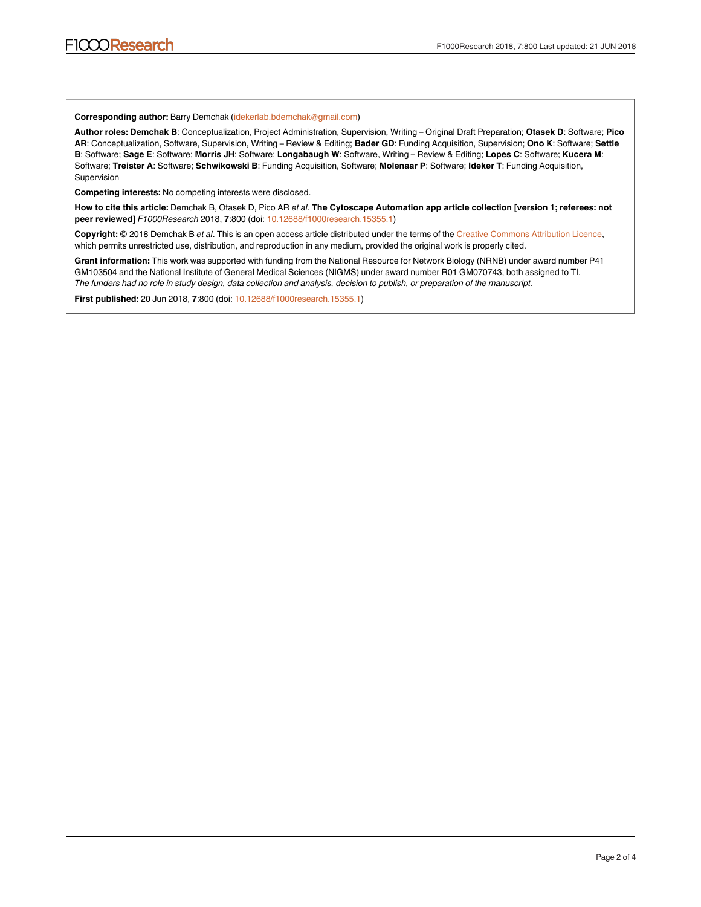**Corresponding author:** Barry Demchak (idekerlab.bdemchak@gmail.com)

**Author roles: Demchak B**: Conceptualization, Project Administration, Supervision, Writing – Original Draft Preparation; **Otasek D**: Software; **Pico AR**: Conceptualization, Software, Supervision, Writing – Review & Editing; **Bader GD**: Funding Acquisition, Supervision; **Ono K**: Software; **Settle B**: Software; **Sage E**: Software; **Morris JH**: Software; **Longabaugh W**: Software, Writing – Review & Editing; **Lopes C**: Software; **Kucera M**: Software; **Treister A**: Software; **Schwikowski B**: Funding Acquisition, Software; **Molenaar P**: Software; **Ideker T**: Funding Acquisition, Supervision

**Competing interests:** No competing interests were disclosed.

**How to cite this article:** Demchak B, Otasek D, Pico AR *et al.* **The Cytoscape Automation app article collection [version 1; referees: not peer reviewed]** *F1000Research* 2018, **7**:800 (doi: 10.12688/f1000research.15355.1)

**Copyright:** © 2018 Demchak B *et al*. This is an open access article distributed under the terms of the Creative Commons Attribution Licence, which permits unrestricted use, distribution, and reproduction in any medium, provided the original work is properly cited.

**Grant information:** This work was supported with funding from the National Resource for Network Biology (NRNB) under award number P41 GM103504 and the National Institute of General Medical Sciences (NIGMS) under award number R01 GM070743, both assigned to TI.
*The funders had no role in study design, data collection and analysis, decision to publish, or preparation of the manuscript.*

**First published:** 20 Jun 2018, **7**:800 (doi: 10.12688/f1000research.15355.1)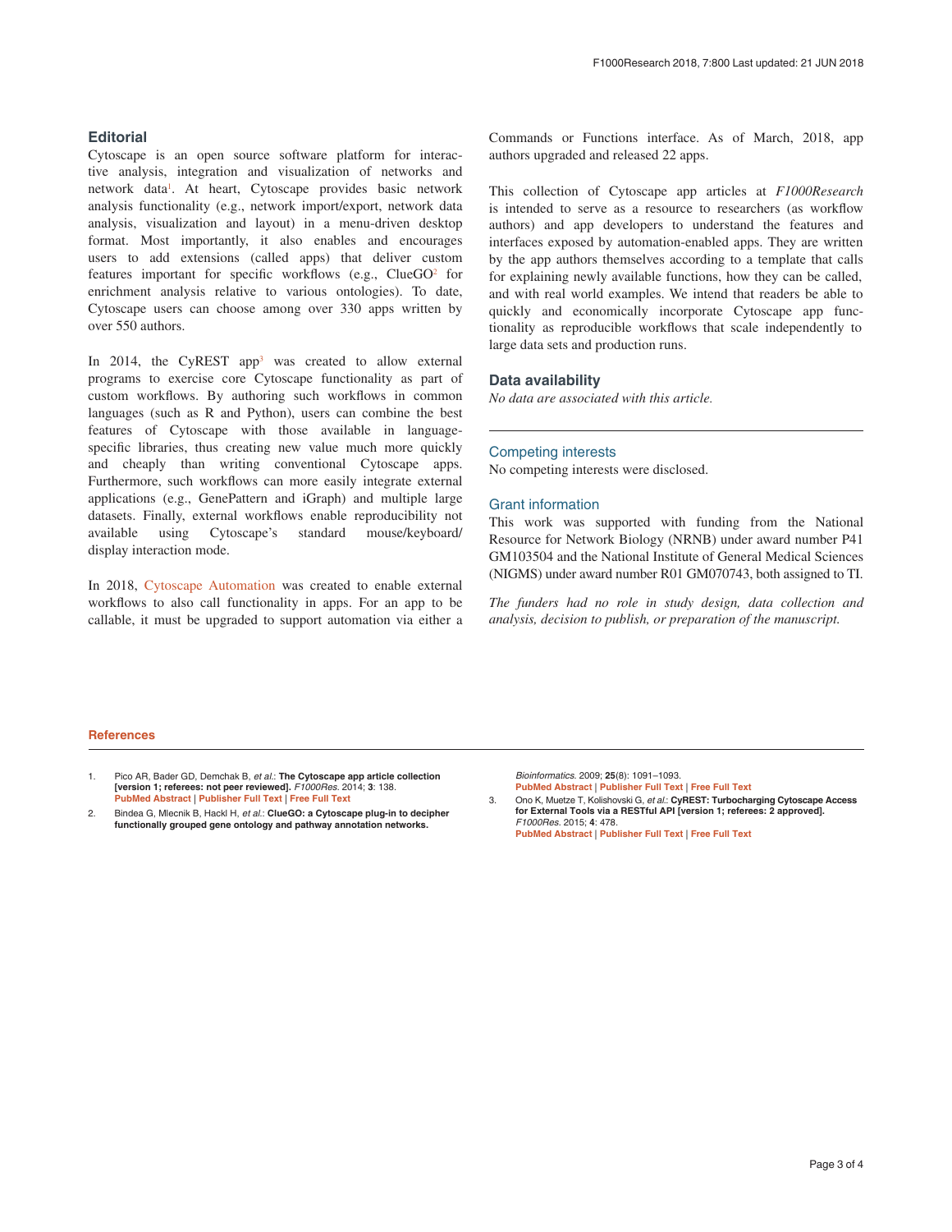## Editorial

Cytoscape is an open source software platform for interactive analysis, integration and visualization of networks and network data[1]. At heart, Cytoscape provides basic network analysis functionality (e.g., network import/export, network data analysis, visualization and layout) in a menu-driven desktop format. Most importantly, it also enables and encourages users to add extensions (called apps) that deliver custom features important for specific workflows (e.g., ClueGO[2] for enrichment analysis relative to various ontologies). To date, Cytoscape users can choose among over 330 apps written by over 550 authors.

In 2014, the CyREST app[3] was created to allow external programs to exercise core Cytoscape functionality as part of custom workflows. By authoring such workflows in common languages (such as R and Python), users can combine the best features of Cytoscape with those available in language-specific libraries, thus creating new value much more quickly and cheaply than writing conventional Cytoscape apps. Furthermore, such workflows can more easily integrate external applications (e.g., GenePattern and iGraph) and multiple large datasets. Finally, external workflows enable reproducibility not available using Cytoscape's standard mouse/keyboard/display interaction mode.

In 2018, Cytoscape Automation was created to enable external workflows to also call functionality in apps. For an app to be callable, it must be upgraded to support automation via either a Commands or Functions interface. As of March, 2018, app authors upgraded and released 22 apps.

This collection of Cytoscape app articles at *F1000Research* is intended to serve as a resource to researchers (as workflow authors) and app developers to understand the features and interfaces exposed by automation-enabled apps. They are written by the app authors themselves according to a template that calls for explaining newly available functions, how they can be called, and with real world examples. We intend that readers be able to quickly and economically incorporate Cytoscape app functionality as reproducible workflows that scale independently to large data sets and production runs.

## Data availability

*No data are associated with this article.*

### Competing interests

No competing interests were disclosed.

### Grant information

This work was supported with funding from the National Resource for Network Biology (NRNB) under award number P41 GM103504 and the National Institute of General Medical Sciences (NIGMS) under award number R01 GM070743, both assigned to TI.

*The funders had no role in study design, data collection and analysis, decision to publish, or preparation of the manuscript.*

## References

1. Pico AR, Bader GD, Demchak B, *et al.*: **The Cytoscape app article collection [version 1; referees: not peer reviewed].** *F1000Res.* 2014; **3**: 138. PubMed Abstract | Publisher Full Text | Free Full Text
2. Bindea G, Mlecnik B, Hackl H, *et al.*: **ClueGO: a Cytoscape plug-in to decipher functionally grouped gene ontology and pathway annotation networks.** *Bioinformatics.* 2009; **25**(8): 1091–1093. PubMed Abstract | Publisher Full Text | Free Full Text
3. Ono K, Muetze T, Kolishovski G, *et al.*: **CyREST: Turbocharging Cytoscape Access for External Tools via a RESTful API [version 1; referees: 2 approved].** *F1000Res.* 2015; **4**: 478. PubMed Abstract | Publisher Full Text | Free Full Text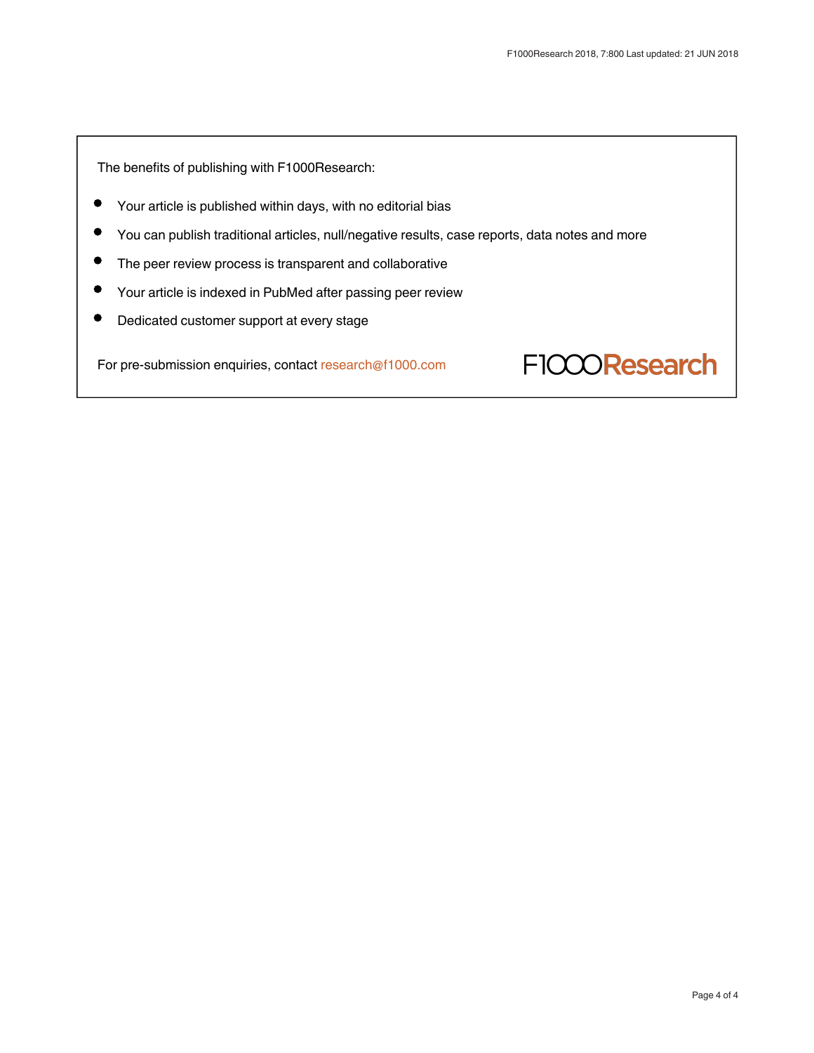The benefits of publishing with F1000Research:

- Your article is published within days, with no editorial bias
- You can publish traditional articles, null/negative results, case reports, data notes and more
- The peer review process is transparent and collaborative
- Your article is indexed in PubMed after passing peer review
- Dedicated customer support at every stage

For pre-submission enquiries, contact research@f1000.com

F1000Research